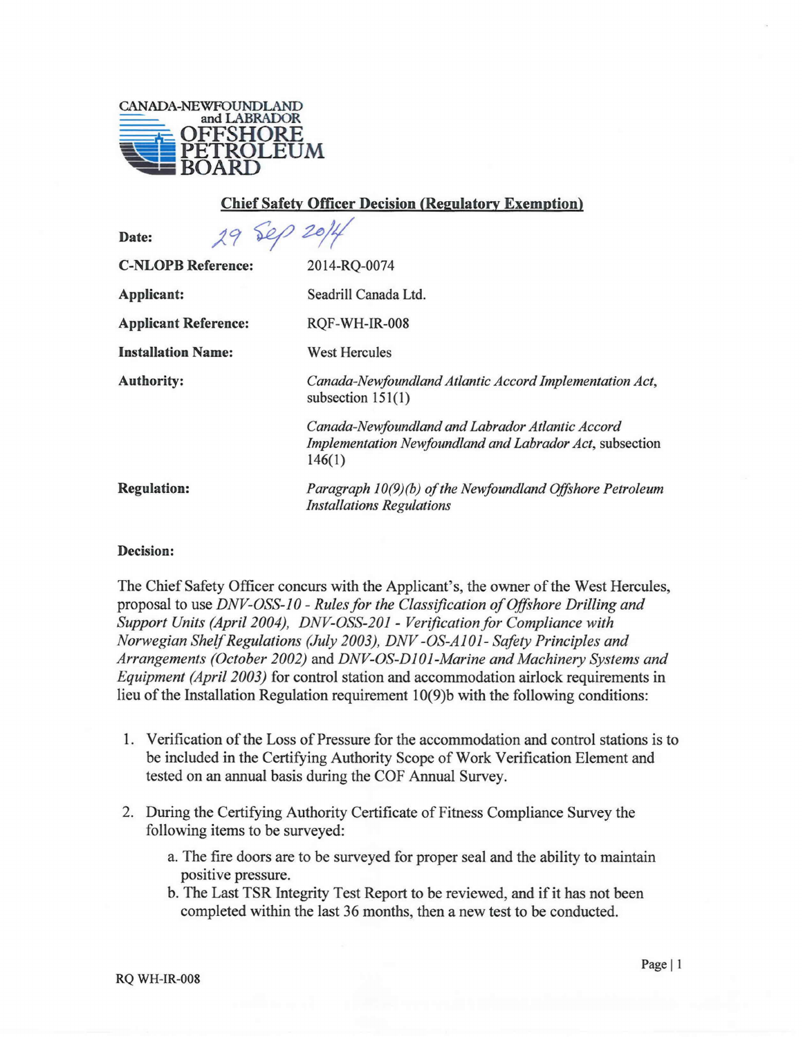CANADA-NEWFOUNDLAND and LABRADOR OFFSHORE PETROLEUM BOARD

## Chief Safety Officer Decision (Regulatory Exemption)

| | |
|---|---|
| **Date:** | 29 Sep 2014 |
| **C-NLOPB Reference:** | 2014-RQ-0074 |
| **Applicant:** | Seadrill Canada Ltd. |
| **Applicant Reference:** | RQF-WH-IR-008 |
| **Installation Name:** | West Hercules |
| **Authority:** | *Canada-Newfoundland Atlantic Accord Implementation Act*, subsection 151(1)<br><br>*Canada-Newfoundland and Labrador Atlantic Accord Implementation Newfoundland and Labrador Act*, subsection 146(1) |
| **Regulation:** | *Paragraph 10(9)(b) of the Newfoundland Offshore Petroleum Installations Regulations* |

**Decision:**

The Chief Safety Officer concurs with the Applicant's, the owner of the West Hercules, proposal to use *DNV-OSS-10 - Rules for the Classification of Offshore Drilling and Support Units (April 2004), DNV-OSS-201 - Verification for Compliance with Norwegian Shelf Regulations (July 2003), DNV -OS-A101- Safety Principles and Arrangements (October 2002)* and *DNV-OS-D101-Marine and Machinery Systems and Equipment (April 2003)* for control station and accommodation airlock requirements in lieu of the Installation Regulation requirement 10(9)b with the following conditions:

1. Verification of the Loss of Pressure for the accommodation and control stations is to be included in the Certifying Authority Scope of Work Verification Element and tested on an annual basis during the COF Annual Survey.
2. During the Certifying Authority Certificate of Fitness Compliance Survey the following items to be surveyed:
   a. The fire doors are to be surveyed for proper seal and the ability to maintain positive pressure.
   b. The Last TSR Integrity Test Report to be reviewed, and if it has not been completed within the last 36 months, then a new test to be conducted.

RQ WH-IR-008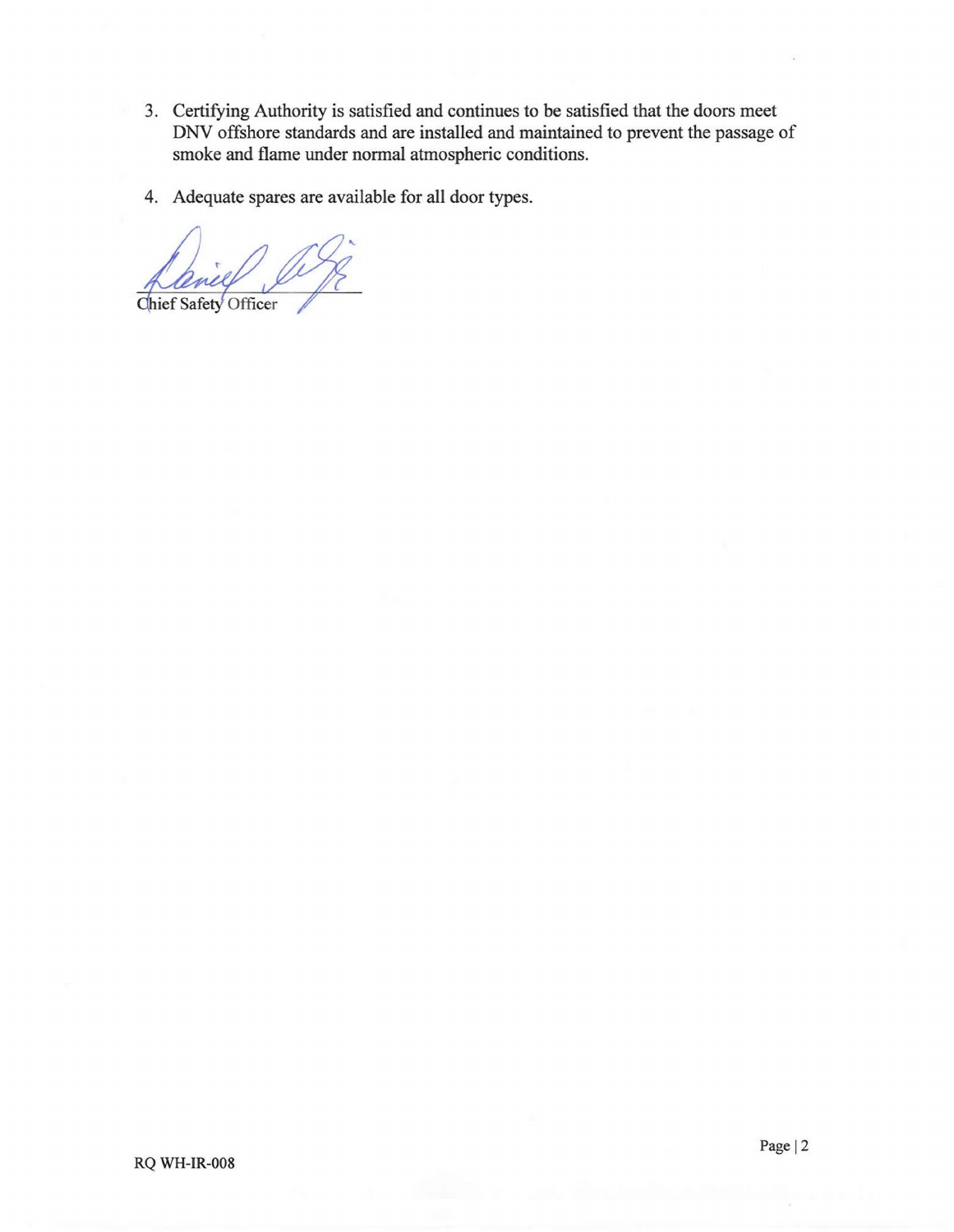3. Certifying Authority is satisfied and continues to be satisfied that the doors meet DNV offshore standards and are installed and maintained to prevent the passage of smoke and flame under normal atmospheric conditions.

4. Adequate spares are available for all door types.

Chief Safety Officer

RQ WH-IR-008